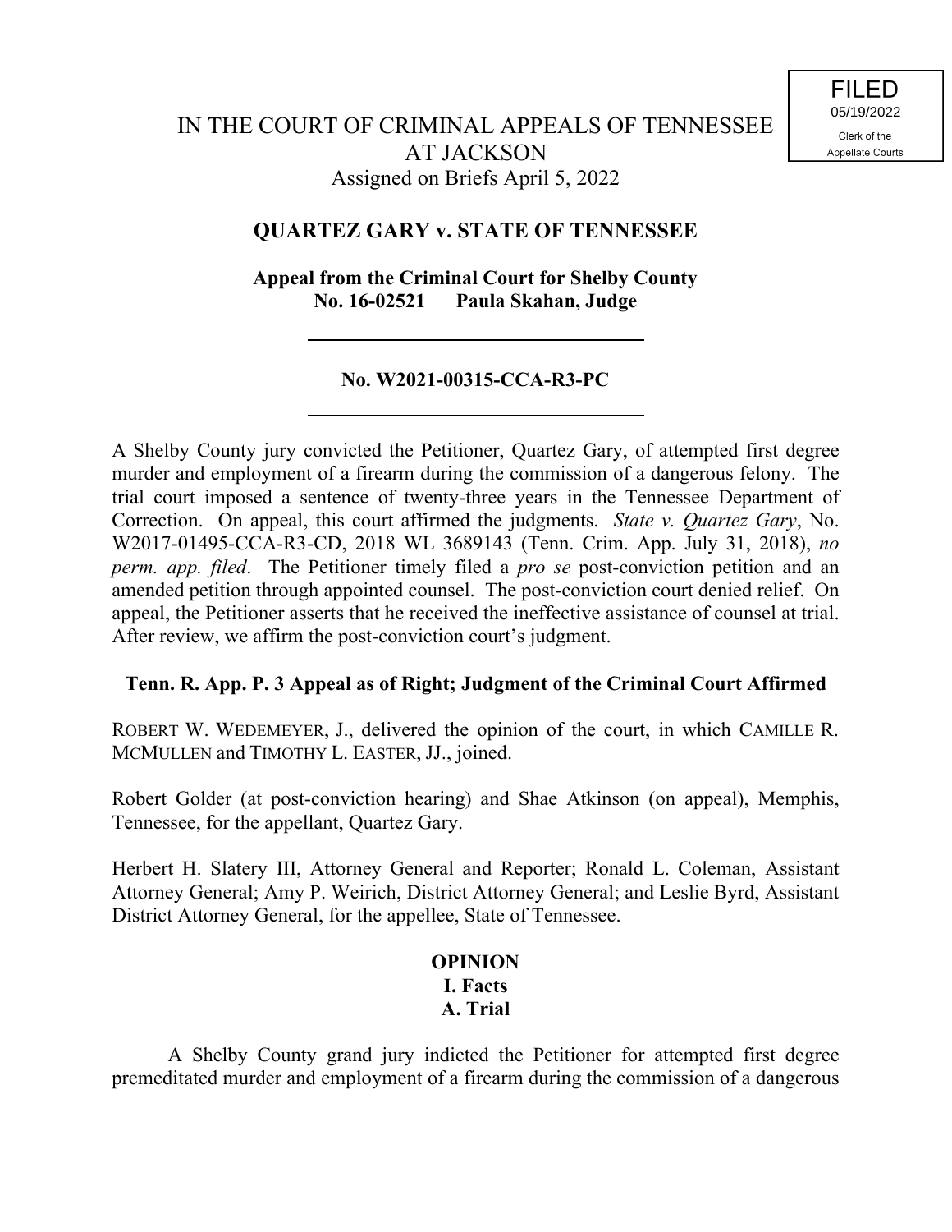FILED
05/19/2022
Clerk of the
Appellate Courts

# IN THE COURT OF CRIMINAL APPEALS OF TENNESSEE AT JACKSON

Assigned on Briefs April 5, 2022

## QUARTEZ GARY v. STATE OF TENNESSEE

**Appeal from the Criminal Court for Shelby County**
**No. 16-02521 Paula Skahan, Judge**

---

**No. W2021-00315-CCA-R3-PC**

---

A Shelby County jury convicted the Petitioner, Quartez Gary, of attempted first degree murder and employment of a firearm during the commission of a dangerous felony. The trial court imposed a sentence of twenty-three years in the Tennessee Department of Correction. On appeal, this court affirmed the judgments. *State v. Quartez Gary*, No. W2017-01495-CCA-R3-CD, 2018 WL 3689143 (Tenn. Crim. App. July 31, 2018), *no perm. app. filed*. The Petitioner timely filed a *pro se* post-conviction petition and an amended petition through appointed counsel. The post-conviction court denied relief. On appeal, the Petitioner asserts that he received the ineffective assistance of counsel at trial. After review, we affirm the post-conviction court's judgment.

**Tenn. R. App. P. 3 Appeal as of Right; Judgment of the Criminal Court Affirmed**

ROBERT W. WEDEMEYER, J., delivered the opinion of the court, in which CAMILLE R. MCMULLEN and TIMOTHY L. EASTER, JJ., joined.

Robert Golder (at post-conviction hearing) and Shae Atkinson (on appeal), Memphis, Tennessee, for the appellant, Quartez Gary.

Herbert H. Slatery III, Attorney General and Reporter; Ronald L. Coleman, Assistant Attorney General; Amy P. Weirich, District Attorney General; and Leslie Byrd, Assistant District Attorney General, for the appellee, State of Tennessee.

## OPINION

## I. Facts

### A. Trial

A Shelby County grand jury indicted the Petitioner for attempted first degree premeditated murder and employment of a firearm during the commission of a dangerous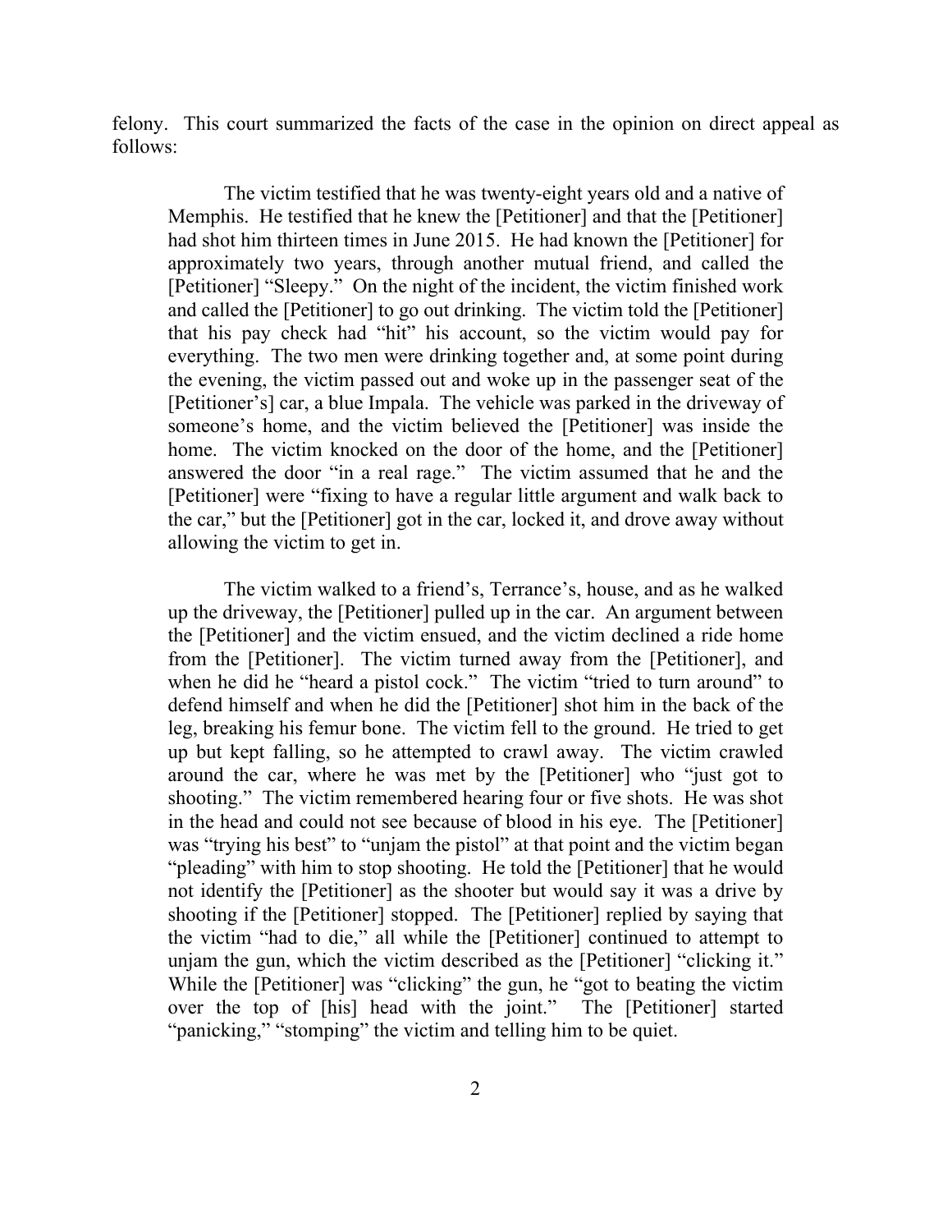felony. This court summarized the facts of the case in the opinion on direct appeal as follows:

> The victim testified that he was twenty-eight years old and a native of Memphis. He testified that he knew the [Petitioner] and that the [Petitioner] had shot him thirteen times in June 2015. He had known the [Petitioner] for approximately two years, through another mutual friend, and called the [Petitioner] "Sleepy." On the night of the incident, the victim finished work and called the [Petitioner] to go out drinking. The victim told the [Petitioner] that his pay check had "hit" his account, so the victim would pay for everything. The two men were drinking together and, at some point during the evening, the victim passed out and woke up in the passenger seat of the [Petitioner's] car, a blue Impala. The vehicle was parked in the driveway of someone's home, and the victim believed the [Petitioner] was inside the home. The victim knocked on the door of the home, and the [Petitioner] answered the door "in a real rage." The victim assumed that he and the [Petitioner] were "fixing to have a regular little argument and walk back to the car," but the [Petitioner] got in the car, locked it, and drove away without allowing the victim to get in.
>
> The victim walked to a friend's, Terrance's, house, and as he walked up the driveway, the [Petitioner] pulled up in the car. An argument between the [Petitioner] and the victim ensued, and the victim declined a ride home from the [Petitioner]. The victim turned away from the [Petitioner], and when he did he "heard a pistol cock." The victim "tried to turn around" to defend himself and when he did the [Petitioner] shot him in the back of the leg, breaking his femur bone. The victim fell to the ground. He tried to get up but kept falling, so he attempted to crawl away. The victim crawled around the car, where he was met by the [Petitioner] who "just got to shooting." The victim remembered hearing four or five shots. He was shot in the head and could not see because of blood in his eye. The [Petitioner] was "trying his best" to "unjam the pistol" at that point and the victim began "pleading" with him to stop shooting. He told the [Petitioner] that he would not identify the [Petitioner] as the shooter but would say it was a drive by shooting if the [Petitioner] stopped. The [Petitioner] replied by saying that the victim "had to die," all while the [Petitioner] continued to attempt to unjam the gun, which the victim described as the [Petitioner] "clicking it." While the [Petitioner] was "clicking" the gun, he "got to beating the victim over the top of [his] head with the joint." The [Petitioner] started "panicking," "stomping" the victim and telling him to be quiet.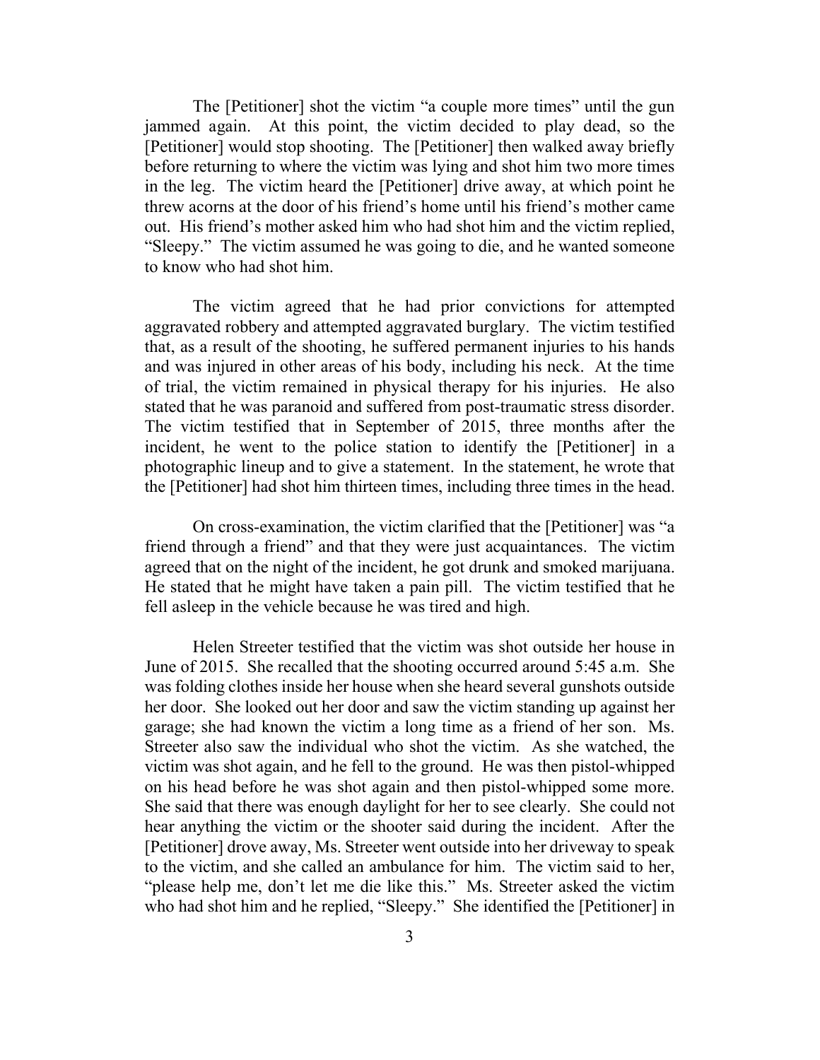The [Petitioner] shot the victim "a couple more times" until the gun jammed again. At this point, the victim decided to play dead, so the [Petitioner] would stop shooting. The [Petitioner] then walked away briefly before returning to where the victim was lying and shot him two more times in the leg. The victim heard the [Petitioner] drive away, at which point he threw acorns at the door of his friend's home until his friend's mother came out. His friend's mother asked him who had shot him and the victim replied, "Sleepy." The victim assumed he was going to die, and he wanted someone to know who had shot him.

The victim agreed that he had prior convictions for attempted aggravated robbery and attempted aggravated burglary. The victim testified that, as a result of the shooting, he suffered permanent injuries to his hands and was injured in other areas of his body, including his neck. At the time of trial, the victim remained in physical therapy for his injuries. He also stated that he was paranoid and suffered from post-traumatic stress disorder. The victim testified that in September of 2015, three months after the incident, he went to the police station to identify the [Petitioner] in a photographic lineup and to give a statement. In the statement, he wrote that the [Petitioner] had shot him thirteen times, including three times in the head.

On cross-examination, the victim clarified that the [Petitioner] was "a friend through a friend" and that they were just acquaintances. The victim agreed that on the night of the incident, he got drunk and smoked marijuana. He stated that he might have taken a pain pill. The victim testified that he fell asleep in the vehicle because he was tired and high.

Helen Streeter testified that the victim was shot outside her house in June of 2015. She recalled that the shooting occurred around 5:45 a.m. She was folding clothes inside her house when she heard several gunshots outside her door. She looked out her door and saw the victim standing up against her garage; she had known the victim a long time as a friend of her son. Ms. Streeter also saw the individual who shot the victim. As she watched, the victim was shot again, and he fell to the ground. He was then pistol-whipped on his head before he was shot again and then pistol-whipped some more. She said that there was enough daylight for her to see clearly. She could not hear anything the victim or the shooter said during the incident. After the [Petitioner] drove away, Ms. Streeter went outside into her driveway to speak to the victim, and she called an ambulance for him. The victim said to her, "please help me, don't let me die like this." Ms. Streeter asked the victim who had shot him and he replied, "Sleepy." She identified the [Petitioner] in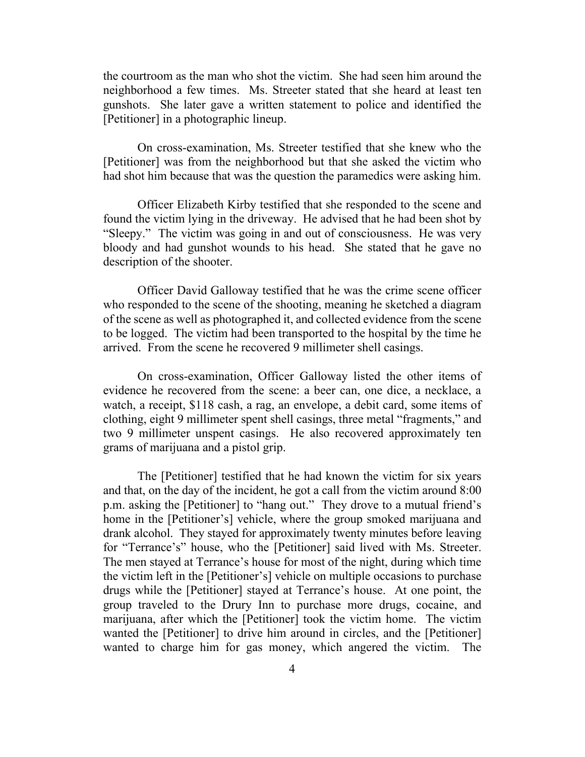the courtroom as the man who shot the victim. She had seen him around the neighborhood a few times. Ms. Streeter stated that she heard at least ten gunshots. She later gave a written statement to police and identified the [Petitioner] in a photographic lineup.

On cross-examination, Ms. Streeter testified that she knew who the [Petitioner] was from the neighborhood but that she asked the victim who had shot him because that was the question the paramedics were asking him.

Officer Elizabeth Kirby testified that she responded to the scene and found the victim lying in the driveway. He advised that he had been shot by "Sleepy." The victim was going in and out of consciousness. He was very bloody and had gunshot wounds to his head. She stated that he gave no description of the shooter.

Officer David Galloway testified that he was the crime scene officer who responded to the scene of the shooting, meaning he sketched a diagram of the scene as well as photographed it, and collected evidence from the scene to be logged. The victim had been transported to the hospital by the time he arrived. From the scene he recovered 9 millimeter shell casings.

On cross-examination, Officer Galloway listed the other items of evidence he recovered from the scene: a beer can, one dice, a necklace, a watch, a receipt, $118 cash, a rag, an envelope, a debit card, some items of clothing, eight 9 millimeter spent shell casings, three metal "fragments," and two 9 millimeter unspent casings. He also recovered approximately ten grams of marijuana and a pistol grip.

The [Petitioner] testified that he had known the victim for six years and that, on the day of the incident, he got a call from the victim around 8:00 p.m. asking the [Petitioner] to "hang out." They drove to a mutual friend's home in the [Petitioner's] vehicle, where the group smoked marijuana and drank alcohol. They stayed for approximately twenty minutes before leaving for "Terrance's" house, who the [Petitioner] said lived with Ms. Streeter. The men stayed at Terrance's house for most of the night, during which time the victim left in the [Petitioner's] vehicle on multiple occasions to purchase drugs while the [Petitioner] stayed at Terrance's house. At one point, the group traveled to the Drury Inn to purchase more drugs, cocaine, and marijuana, after which the [Petitioner] took the victim home. The victim wanted the [Petitioner] to drive him around in circles, and the [Petitioner] wanted to charge him for gas money, which angered the victim. The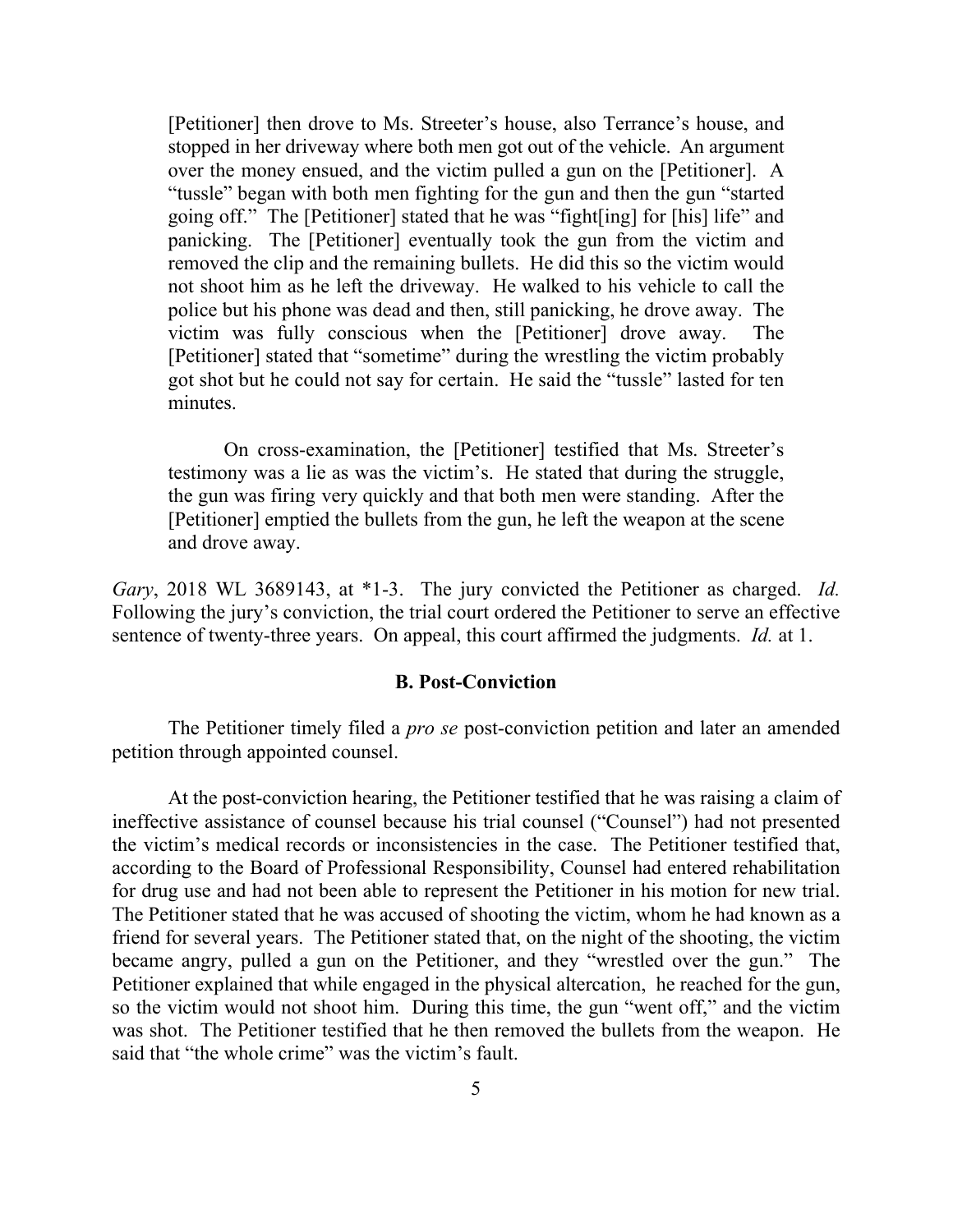> [Petitioner] then drove to Ms. Streeter's house, also Terrance's house, and stopped in her driveway where both men got out of the vehicle. An argument over the money ensued, and the victim pulled a gun on the [Petitioner]. A "tussle" began with both men fighting for the gun and then the gun "started going off." The [Petitioner] stated that he was "fight[ing] for [his] life" and panicking. The [Petitioner] eventually took the gun from the victim and removed the clip and the remaining bullets. He did this so the victim would not shoot him as he left the driveway. He walked to his vehicle to call the police but his phone was dead and then, still panicking, he drove away. The victim was fully conscious when the [Petitioner] drove away. The [Petitioner] stated that "sometime" during the wrestling the victim probably got shot but he could not say for certain. He said the "tussle" lasted for ten minutes.
>
> On cross-examination, the [Petitioner] testified that Ms. Streeter's testimony was a lie as was the victim's. He stated that during the struggle, the gun was firing very quickly and that both men were standing. After the [Petitioner] emptied the bullets from the gun, he left the weapon at the scene and drove away.

*Gary*, 2018 WL 3689143, at *1-3. The jury convicted the Petitioner as charged. *Id.* Following the jury's conviction, the trial court ordered the Petitioner to serve an effective sentence of twenty-three years. On appeal, this court affirmed the judgments. *Id.* at 1.

## B. Post-Conviction

The Petitioner timely filed a *pro se* post-conviction petition and later an amended petition through appointed counsel.

At the post-conviction hearing, the Petitioner testified that he was raising a claim of ineffective assistance of counsel because his trial counsel ("Counsel") had not presented the victim's medical records or inconsistencies in the case. The Petitioner testified that, according to the Board of Professional Responsibility, Counsel had entered rehabilitation for drug use and had not been able to represent the Petitioner in his motion for new trial. The Petitioner stated that he was accused of shooting the victim, whom he had known as a friend for several years. The Petitioner stated that, on the night of the shooting, the victim became angry, pulled a gun on the Petitioner, and they "wrestled over the gun." The Petitioner explained that while engaged in the physical altercation, he reached for the gun, so the victim would not shoot him. During this time, the gun "went off," and the victim was shot. The Petitioner testified that he then removed the bullets from the weapon. He said that "the whole crime" was the victim's fault.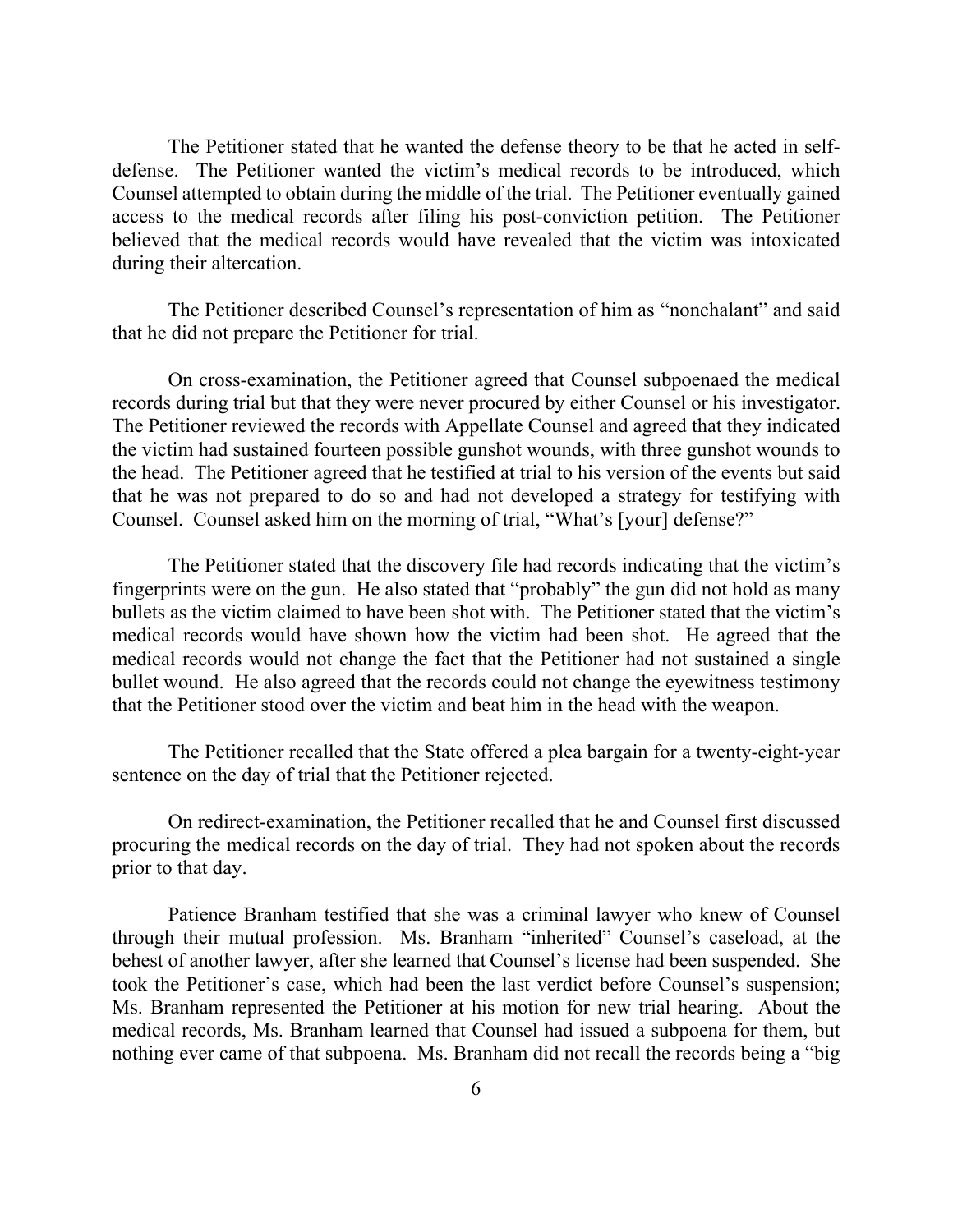The Petitioner stated that he wanted the defense theory to be that he acted in self-defense. The Petitioner wanted the victim's medical records to be introduced, which Counsel attempted to obtain during the middle of the trial. The Petitioner eventually gained access to the medical records after filing his post-conviction petition. The Petitioner believed that the medical records would have revealed that the victim was intoxicated during their altercation.

The Petitioner described Counsel's representation of him as "nonchalant" and said that he did not prepare the Petitioner for trial.

On cross-examination, the Petitioner agreed that Counsel subpoenaed the medical records during trial but that they were never procured by either Counsel or his investigator. The Petitioner reviewed the records with Appellate Counsel and agreed that they indicated the victim had sustained fourteen possible gunshot wounds, with three gunshot wounds to the head. The Petitioner agreed that he testified at trial to his version of the events but said that he was not prepared to do so and had not developed a strategy for testifying with Counsel. Counsel asked him on the morning of trial, "What's [your] defense?"

The Petitioner stated that the discovery file had records indicating that the victim's fingerprints were on the gun. He also stated that "probably" the gun did not hold as many bullets as the victim claimed to have been shot with. The Petitioner stated that the victim's medical records would have shown how the victim had been shot. He agreed that the medical records would not change the fact that the Petitioner had not sustained a single bullet wound. He also agreed that the records could not change the eyewitness testimony that the Petitioner stood over the victim and beat him in the head with the weapon.

The Petitioner recalled that the State offered a plea bargain for a twenty-eight-year sentence on the day of trial that the Petitioner rejected.

On redirect-examination, the Petitioner recalled that he and Counsel first discussed procuring the medical records on the day of trial. They had not spoken about the records prior to that day.

Patience Branham testified that she was a criminal lawyer who knew of Counsel through their mutual profession. Ms. Branham "inherited" Counsel's caseload, at the behest of another lawyer, after she learned that Counsel's license had been suspended. She took the Petitioner's case, which had been the last verdict before Counsel's suspension; Ms. Branham represented the Petitioner at his motion for new trial hearing. About the medical records, Ms. Branham learned that Counsel had issued a subpoena for them, but nothing ever came of that subpoena. Ms. Branham did not recall the records being a "big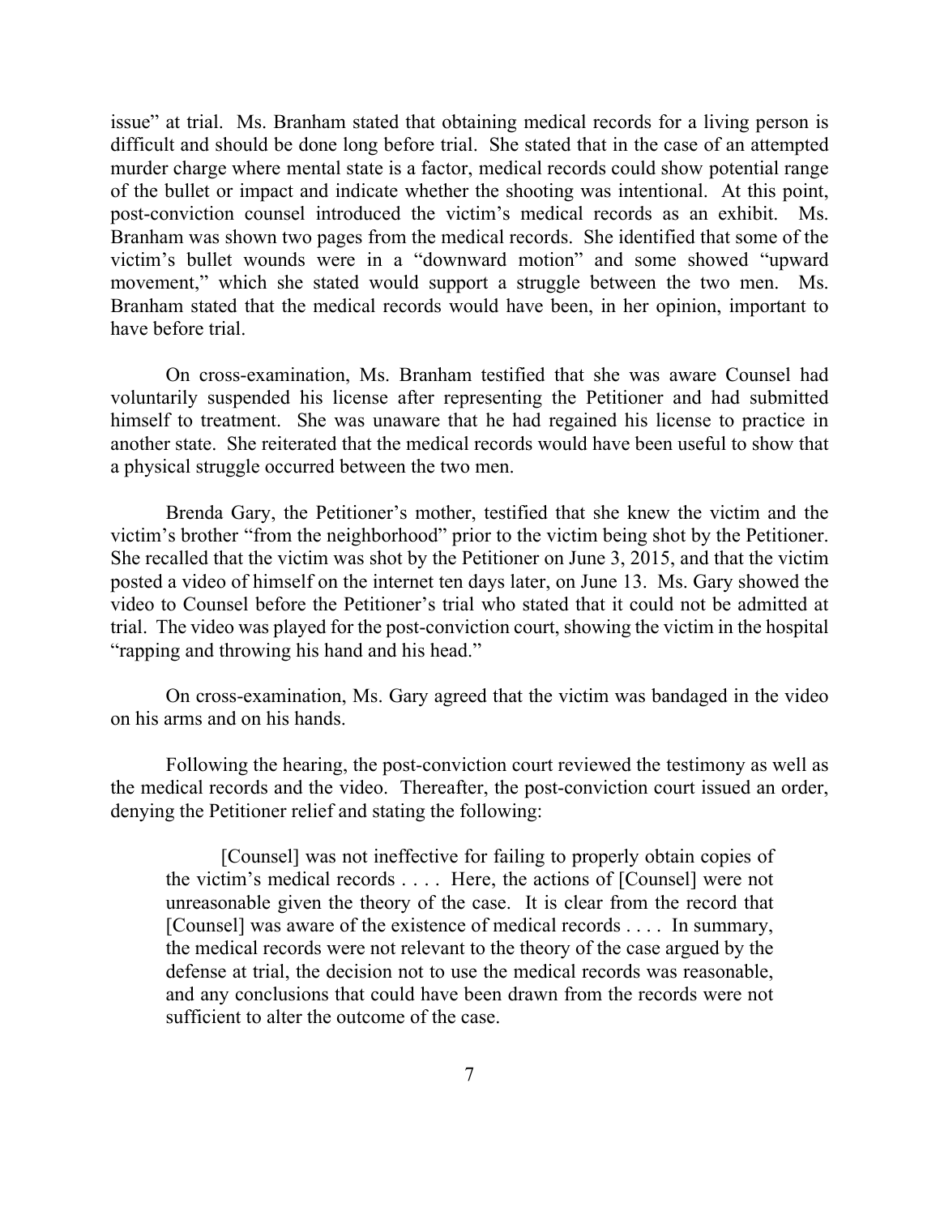issue" at trial. Ms. Branham stated that obtaining medical records for a living person is difficult and should be done long before trial. She stated that in the case of an attempted murder charge where mental state is a factor, medical records could show potential range of the bullet or impact and indicate whether the shooting was intentional. At this point, post-conviction counsel introduced the victim's medical records as an exhibit. Ms. Branham was shown two pages from the medical records. She identified that some of the victim's bullet wounds were in a "downward motion" and some showed "upward movement," which she stated would support a struggle between the two men. Ms. Branham stated that the medical records would have been, in her opinion, important to have before trial.

On cross-examination, Ms. Branham testified that she was aware Counsel had voluntarily suspended his license after representing the Petitioner and had submitted himself to treatment. She was unaware that he had regained his license to practice in another state. She reiterated that the medical records would have been useful to show that a physical struggle occurred between the two men.

Brenda Gary, the Petitioner's mother, testified that she knew the victim and the victim's brother "from the neighborhood" prior to the victim being shot by the Petitioner. She recalled that the victim was shot by the Petitioner on June 3, 2015, and that the victim posted a video of himself on the internet ten days later, on June 13. Ms. Gary showed the video to Counsel before the Petitioner's trial who stated that it could not be admitted at trial. The video was played for the post-conviction court, showing the victim in the hospital "rapping and throwing his hand and his head."

On cross-examination, Ms. Gary agreed that the victim was bandaged in the video on his arms and on his hands.

Following the hearing, the post-conviction court reviewed the testimony as well as the medical records and the video. Thereafter, the post-conviction court issued an order, denying the Petitioner relief and stating the following:

> [Counsel] was not ineffective for failing to properly obtain copies of the victim's medical records . . . . Here, the actions of [Counsel] were not unreasonable given the theory of the case. It is clear from the record that [Counsel] was aware of the existence of medical records . . . . In summary, the medical records were not relevant to the theory of the case argued by the defense at trial, the decision not to use the medical records was reasonable, and any conclusions that could have been drawn from the records were not sufficient to alter the outcome of the case.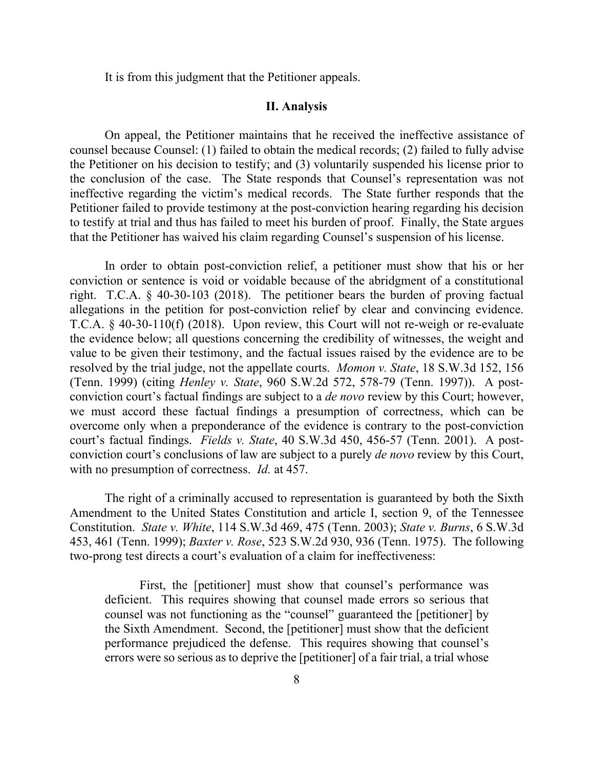It is from this judgment that the Petitioner appeals.

## II. Analysis

On appeal, the Petitioner maintains that he received the ineffective assistance of counsel because Counsel: (1) failed to obtain the medical records; (2) failed to fully advise the Petitioner on his decision to testify; and (3) voluntarily suspended his license prior to the conclusion of the case. The State responds that Counsel's representation was not ineffective regarding the victim's medical records. The State further responds that the Petitioner failed to provide testimony at the post-conviction hearing regarding his decision to testify at trial and thus has failed to meet his burden of proof. Finally, the State argues that the Petitioner has waived his claim regarding Counsel's suspension of his license.

In order to obtain post-conviction relief, a petitioner must show that his or her conviction or sentence is void or voidable because of the abridgment of a constitutional right. T.C.A. § 40-30-103 (2018). The petitioner bears the burden of proving factual allegations in the petition for post-conviction relief by clear and convincing evidence. T.C.A. § 40-30-110(f) (2018). Upon review, this Court will not re-weigh or re-evaluate the evidence below; all questions concerning the credibility of witnesses, the weight and value to be given their testimony, and the factual issues raised by the evidence are to be resolved by the trial judge, not the appellate courts. *Momon v. State*, 18 S.W.3d 152, 156 (Tenn. 1999) (citing *Henley v. State*, 960 S.W.2d 572, 578-79 (Tenn. 1997)). A post-conviction court's factual findings are subject to a *de novo* review by this Court; however, we must accord these factual findings a presumption of correctness, which can be overcome only when a preponderance of the evidence is contrary to the post-conviction court's factual findings. *Fields v. State*, 40 S.W.3d 450, 456-57 (Tenn. 2001). A post-conviction court's conclusions of law are subject to a purely *de novo* review by this Court, with no presumption of correctness. *Id.* at 457.

The right of a criminally accused to representation is guaranteed by both the Sixth Amendment to the United States Constitution and article I, section 9, of the Tennessee Constitution. *State v. White*, 114 S.W.3d 469, 475 (Tenn. 2003); *State v. Burns*, 6 S.W.3d 453, 461 (Tenn. 1999); *Baxter v. Rose*, 523 S.W.2d 930, 936 (Tenn. 1975). The following two-prong test directs a court's evaluation of a claim for ineffectiveness:

> First, the [petitioner] must show that counsel's performance was deficient. This requires showing that counsel made errors so serious that counsel was not functioning as the "counsel" guaranteed the [petitioner] by the Sixth Amendment. Second, the [petitioner] must show that the deficient performance prejudiced the defense. This requires showing that counsel's errors were so serious as to deprive the [petitioner] of a fair trial, a trial whose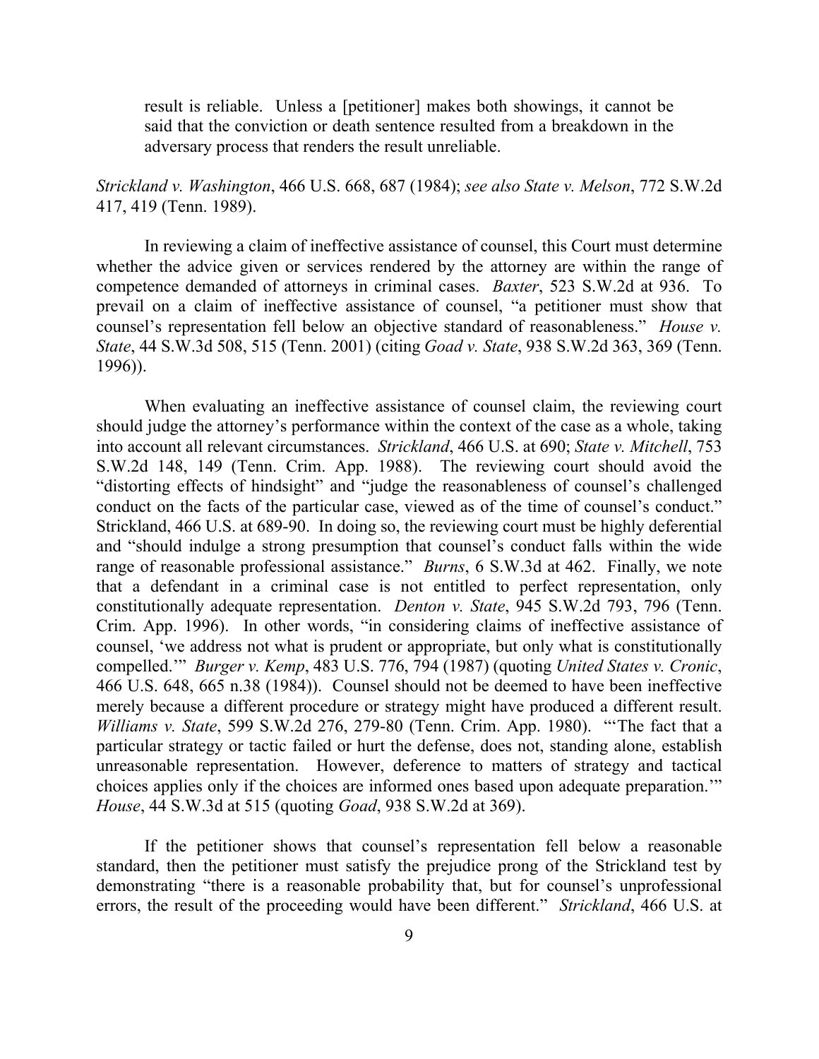> result is reliable. Unless a [petitioner] makes both showings, it cannot be said that the conviction or death sentence resulted from a breakdown in the adversary process that renders the result unreliable.

*Strickland v. Washington*, 466 U.S. 668, 687 (1984); *see also State v. Melson*, 772 S.W.2d 417, 419 (Tenn. 1989).

In reviewing a claim of ineffective assistance of counsel, this Court must determine whether the advice given or services rendered by the attorney are within the range of competence demanded of attorneys in criminal cases. *Baxter*, 523 S.W.2d at 936. To prevail on a claim of ineffective assistance of counsel, "a petitioner must show that counsel's representation fell below an objective standard of reasonableness." *House v. State*, 44 S.W.3d 508, 515 (Tenn. 2001) (citing *Goad v. State*, 938 S.W.2d 363, 369 (Tenn. 1996)).

When evaluating an ineffective assistance of counsel claim, the reviewing court should judge the attorney's performance within the context of the case as a whole, taking into account all relevant circumstances. *Strickland*, 466 U.S. at 690; *State v. Mitchell*, 753 S.W.2d 148, 149 (Tenn. Crim. App. 1988). The reviewing court should avoid the "distorting effects of hindsight" and "judge the reasonableness of counsel's challenged conduct on the facts of the particular case, viewed as of the time of counsel's conduct." Strickland, 466 U.S. at 689-90. In doing so, the reviewing court must be highly deferential and "should indulge a strong presumption that counsel's conduct falls within the wide range of reasonable professional assistance." *Burns*, 6 S.W.3d at 462. Finally, we note that a defendant in a criminal case is not entitled to perfect representation, only constitutionally adequate representation. *Denton v. State*, 945 S.W.2d 793, 796 (Tenn. Crim. App. 1996). In other words, "in considering claims of ineffective assistance of counsel, 'we address not what is prudent or appropriate, but only what is constitutionally compelled.'" *Burger v. Kemp*, 483 U.S. 776, 794 (1987) (quoting *United States v. Cronic*, 466 U.S. 648, 665 n.38 (1984)). Counsel should not be deemed to have been ineffective merely because a different procedure or strategy might have produced a different result. *Williams v. State*, 599 S.W.2d 276, 279-80 (Tenn. Crim. App. 1980). "'The fact that a particular strategy or tactic failed or hurt the defense, does not, standing alone, establish unreasonable representation. However, deference to matters of strategy and tactical choices applies only if the choices are informed ones based upon adequate preparation.'" *House*, 44 S.W.3d at 515 (quoting *Goad*, 938 S.W.2d at 369).

If the petitioner shows that counsel's representation fell below a reasonable standard, then the petitioner must satisfy the prejudice prong of the Strickland test by demonstrating "there is a reasonable probability that, but for counsel's unprofessional errors, the result of the proceeding would have been different." *Strickland*, 466 U.S. at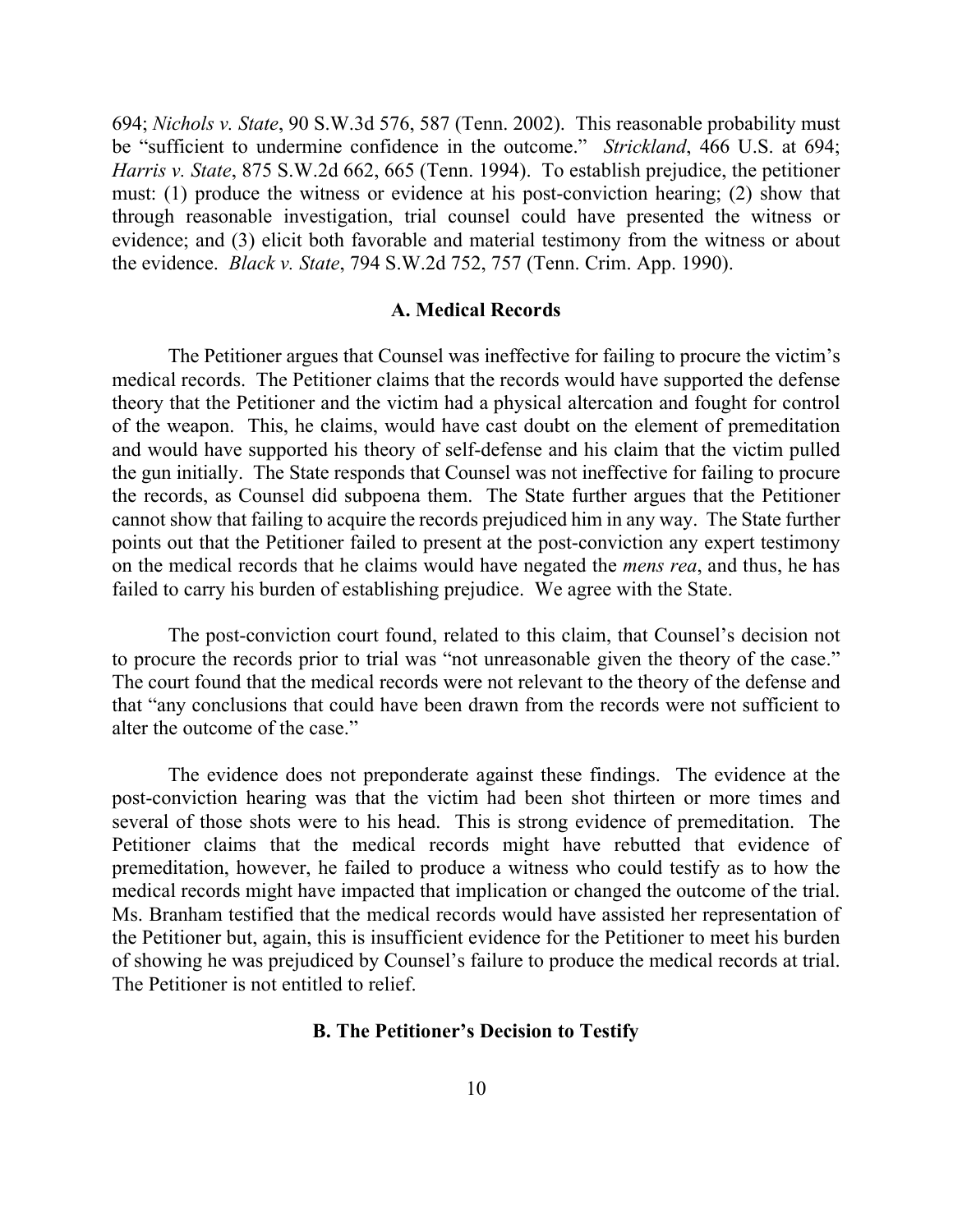694; *Nichols v. State*, 90 S.W.3d 576, 587 (Tenn. 2002). This reasonable probability must be "sufficient to undermine confidence in the outcome." *Strickland*, 466 U.S. at 694; *Harris v. State*, 875 S.W.2d 662, 665 (Tenn. 1994). To establish prejudice, the petitioner must: (1) produce the witness or evidence at his post-conviction hearing; (2) show that through reasonable investigation, trial counsel could have presented the witness or evidence; and (3) elicit both favorable and material testimony from the witness or about the evidence. *Black v. State*, 794 S.W.2d 752, 757 (Tenn. Crim. App. 1990).

**A. Medical Records**

The Petitioner argues that Counsel was ineffective for failing to procure the victim's medical records. The Petitioner claims that the records would have supported the defense theory that the Petitioner and the victim had a physical altercation and fought for control of the weapon. This, he claims, would have cast doubt on the element of premeditation and would have supported his theory of self-defense and his claim that the victim pulled the gun initially. The State responds that Counsel was not ineffective for failing to procure the records, as Counsel did subpoena them. The State further argues that the Petitioner cannot show that failing to acquire the records prejudiced him in any way. The State further points out that the Petitioner failed to present at the post-conviction any expert testimony on the medical records that he claims would have negated the *mens rea*, and thus, he has failed to carry his burden of establishing prejudice. We agree with the State.

The post-conviction court found, related to this claim, that Counsel's decision not to procure the records prior to trial was "not unreasonable given the theory of the case." The court found that the medical records were not relevant to the theory of the defense and that "any conclusions that could have been drawn from the records were not sufficient to alter the outcome of the case."

The evidence does not preponderate against these findings. The evidence at the post-conviction hearing was that the victim had been shot thirteen or more times and several of those shots were to his head. This is strong evidence of premeditation. The Petitioner claims that the medical records might have rebutted that evidence of premeditation, however, he failed to produce a witness who could testify as to how the medical records might have impacted that implication or changed the outcome of the trial. Ms. Branham testified that the medical records would have assisted her representation of the Petitioner but, again, this is insufficient evidence for the Petitioner to meet his burden of showing he was prejudiced by Counsel's failure to produce the medical records at trial. The Petitioner is not entitled to relief.

**B. The Petitioner's Decision to Testify**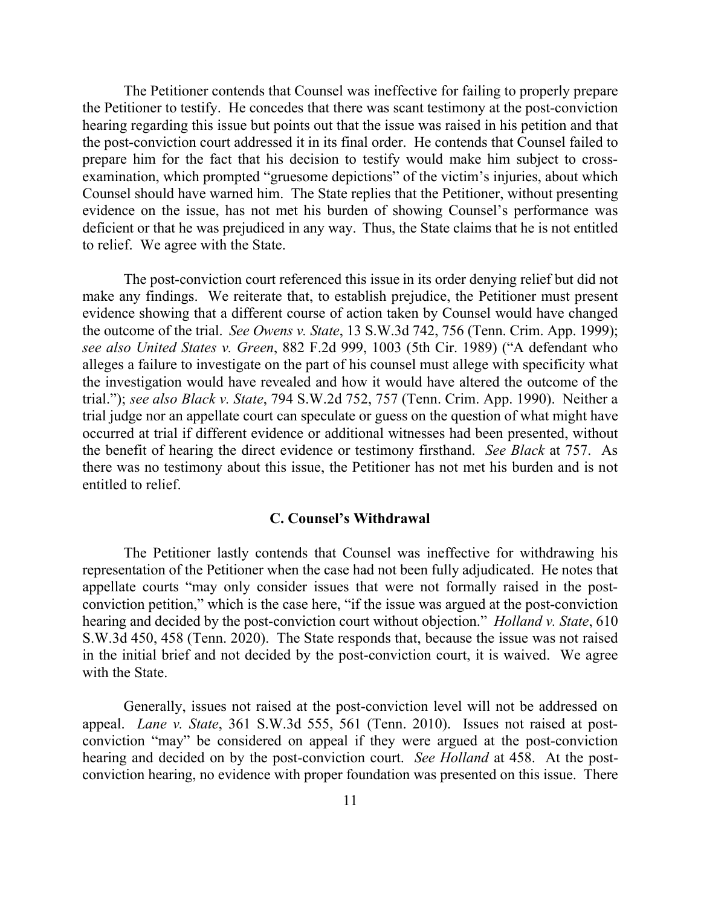The Petitioner contends that Counsel was ineffective for failing to properly prepare the Petitioner to testify. He concedes that there was scant testimony at the post-conviction hearing regarding this issue but points out that the issue was raised in his petition and that the post-conviction court addressed it in its final order. He contends that Counsel failed to prepare him for the fact that his decision to testify would make him subject to cross-examination, which prompted "gruesome depictions" of the victim's injuries, about which Counsel should have warned him. The State replies that the Petitioner, without presenting evidence on the issue, has not met his burden of showing Counsel's performance was deficient or that he was prejudiced in any way. Thus, the State claims that he is not entitled to relief. We agree with the State.

The post-conviction court referenced this issue in its order denying relief but did not make any findings. We reiterate that, to establish prejudice, the Petitioner must present evidence showing that a different course of action taken by Counsel would have changed the outcome of the trial. *See Owens v. State*, 13 S.W.3d 742, 756 (Tenn. Crim. App. 1999); *see also United States v. Green*, 882 F.2d 999, 1003 (5th Cir. 1989) ("A defendant who alleges a failure to investigate on the part of his counsel must allege with specificity what the investigation would have revealed and how it would have altered the outcome of the trial."); *see also Black v. State*, 794 S.W.2d 752, 757 (Tenn. Crim. App. 1990). Neither a trial judge nor an appellate court can speculate or guess on the question of what might have occurred at trial if different evidence or additional witnesses had been presented, without the benefit of hearing the direct evidence or testimony firsthand. *See Black* at 757. As there was no testimony about this issue, the Petitioner has not met his burden and is not entitled to relief.

### C. Counsel's Withdrawal

The Petitioner lastly contends that Counsel was ineffective for withdrawing his representation of the Petitioner when the case had not been fully adjudicated. He notes that appellate courts "may only consider issues that were not formally raised in the post-conviction petition," which is the case here, "if the issue was argued at the post-conviction hearing and decided by the post-conviction court without objection." *Holland v. State*, 610 S.W.3d 450, 458 (Tenn. 2020). The State responds that, because the issue was not raised in the initial brief and not decided by the post-conviction court, it is waived. We agree with the State.

Generally, issues not raised at the post-conviction level will not be addressed on appeal. *Lane v. State*, 361 S.W.3d 555, 561 (Tenn. 2010). Issues not raised at post-conviction "may" be considered on appeal if they were argued at the post-conviction hearing and decided on by the post-conviction court. *See Holland* at 458. At the post-conviction hearing, no evidence with proper foundation was presented on this issue. There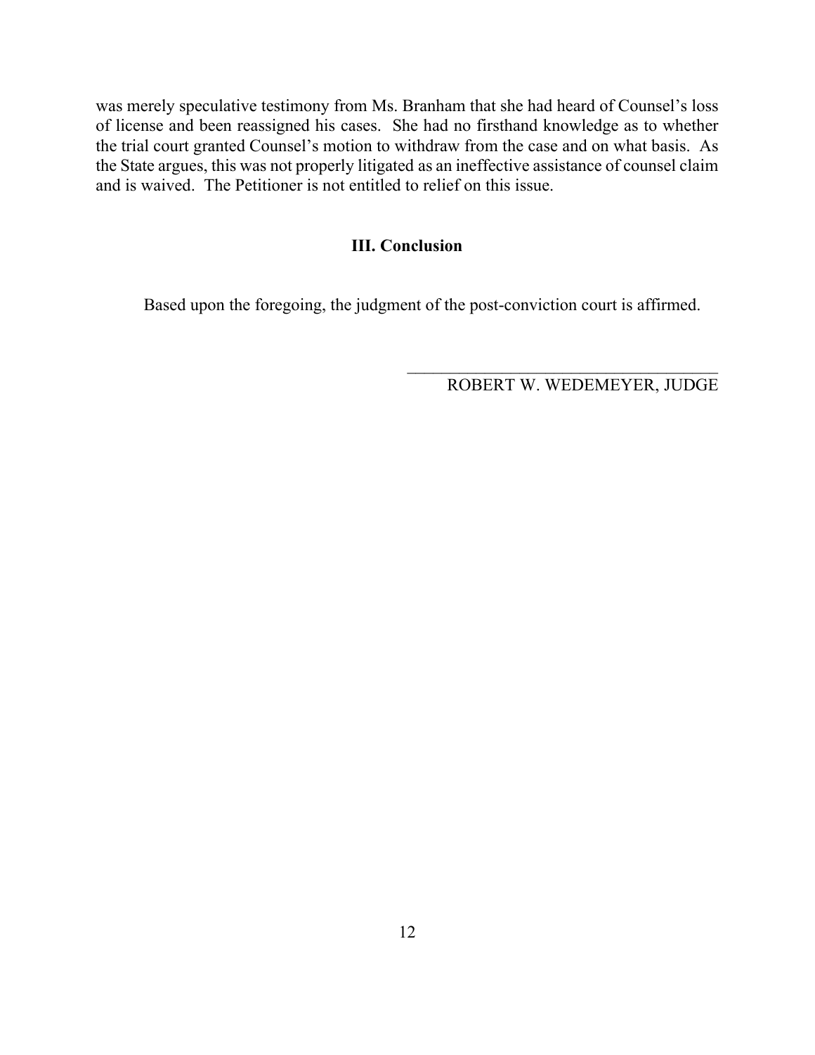was merely speculative testimony from Ms. Branham that she had heard of Counsel's loss of license and been reassigned his cases. She had no firsthand knowledge as to whether the trial court granted Counsel's motion to withdraw from the case and on what basis. As the State argues, this was not properly litigated as an ineffective assistance of counsel claim and is waived. The Petitioner is not entitled to relief on this issue.

## III. Conclusion

Based upon the foregoing, the judgment of the post-conviction court is affirmed.

\_\_\_\_\_\_\_\_\_\_\_\_\_\_\_\_\_\_\_\_\_\_\_\_\_\_\_\_\_\_\_\_\_\_\_\_\_\_

ROBERT W. WEDEMEYER, JUDGE